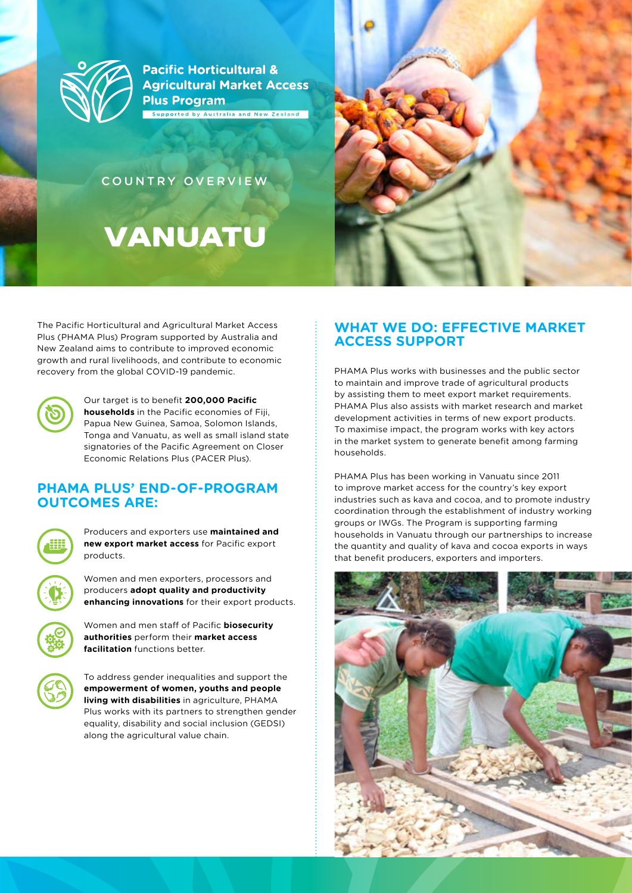**Pacific Horticultural & Agricultural Market Access Plus Program**

Supported by Australia and New Zealand

COUNTRY OVERVIEW

# VANUATU

The Pacific Horticultural and Agricultural Market Access Plus (PHAMA Plus) Program supported by Australia and New Zealand aims to contribute to improved economic growth and rural livelihoods, and contribute to economic recovery from the global COVID-19 pandemic.

Our target is to benefit **200,000 Pacific households** in the Pacific economies of Fiji, Papua New Guinea, Samoa, Solomon Islands, Tonga and Vanuatu, as well as small island state signatories of the Pacific Agreement on Closer Economic Relations Plus (PACER Plus).

## PHAMA PLUS' END-OF-PROGRAM OUTCOMES ARE:

Producers and exporters use **maintained and new export market access** for Pacific export products.

Women and men exporters, processors and producers **adopt quality and productivity enhancing innovations** for their export products.

Women and men staff of Pacific **biosecurity authorities** perform their **market access facilitation** functions better.

To address gender inequalities and support the **empowerment of women, youths and people living with disabilities** in agriculture, PHAMA Plus works with its partners to strengthen gender equality, disability and social inclusion (GEDSI) along the agricultural value chain.

## WHAT WE DO: EFFECTIVE MARKET ACCESS SUPPORT

PHAMA Plus works with businesses and the public sector to maintain and improve trade of agricultural products by assisting them to meet export market requirements. PHAMA Plus also assists with market research and market development activities in terms of new export products. To maximise impact, the program works with key actors in the market system to generate benefit among farming households.

PHAMA Plus has been working in Vanuatu since 2011 to improve market access for the country's key export industries such as kava and cocoa, and to promote industry coordination through the establishment of industry working groups or IWGs. The Program is supporting farming households in Vanuatu through our partnerships to increase the quantity and quality of kava and cocoa exports in ways that benefit producers, exporters and importers.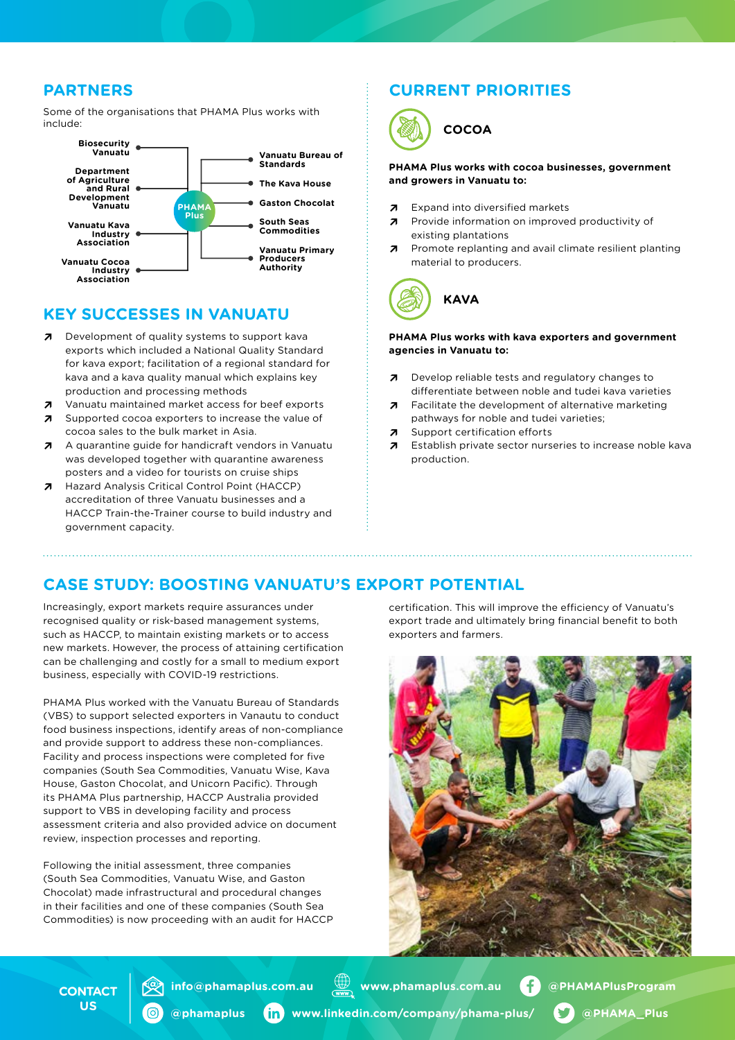## PARTNERS

Some of the organisations that PHAMA Plus works with include:

PHAMA Plus

- Biosecurity Vanuatu
- Department of Agriculture and Rural Development Vanuatu
- Vanuatu Kava Industry Association
- Vanuatu Cocoa Industry Association
- Vanuatu Bureau of Standards
- The Kava House
- Gaston Chocolat
- South Seas Commodities
- Vanuatu Primary Producers Authority

## KEY SUCCESSES IN VANUATU

- Development of quality systems to support kava exports which included a National Quality Standard for kava export; facilitation of a regional standard for kava and a kava quality manual which explains key production and processing methods
- Vanuatu maintained market access for beef exports
- Supported cocoa exporters to increase the value of cocoa sales to the bulk market in Asia.
- A quarantine guide for handicraft vendors in Vanuatu was developed together with quarantine awareness posters and a video for tourists on cruise ships
- Hazard Analysis Critical Control Point (HACCP) accreditation of three Vanuatu businesses and a HACCP Train-the-Trainer course to build industry and government capacity.

## CURRENT PRIORITIES

### COCOA

**PHAMA Plus works with cocoa businesses, government and growers in Vanuatu to:**

- Expand into diversified markets
- Provide information on improved productivity of existing plantations
- Promote replanting and avail climate resilient planting material to producers.

### KAVA

**PHAMA Plus works with kava exporters and government agencies in Vanuatu to:**

- Develop reliable tests and regulatory changes to differentiate between noble and tudei kava varieties
- Facilitate the development of alternative marketing pathways for noble and tudei varieties;
- Support certification efforts
- Establish private sector nurseries to increase noble kava production.

## CASE STUDY: BOOSTING VANUATU'S EXPORT POTENTIAL

Increasingly, export markets require assurances under recognised quality or risk-based management systems, such as HACCP, to maintain existing markets or to access new markets. However, the process of attaining certification can be challenging and costly for a small to medium export business, especially with COVID-19 restrictions.

PHAMA Plus worked with the Vanuatu Bureau of Standards (VBS) to support selected exporters in Vanautu to conduct food business inspections, identify areas of non-compliance and provide support to address these non-compliances. Facility and process inspections were completed for five companies (South Sea Commodities, Vanuatu Wise, Kava House, Gaston Chocolat, and Unicorn Pacific). Through its PHAMA Plus partnership, HACCP Australia provided support to VBS in developing facility and process assessment criteria and also provided advice on document review, inspection processes and reporting.

Following the initial assessment, three companies (South Sea Commodities, Vanuatu Wise, and Gaston Chocolat) made infrastructural and procedural changes in their facilities and one of these companies (South Sea Commodities) is now proceeding with an audit for HACCP certification. This will improve the efficiency of Vanuatu's export trade and ultimately bring financial benefit to both exporters and farmers.

**CONTACT US**

info@phamaplus.com.au | www.phamaplus.com.au | @PHAMAPlusProgram
@phamaplus | www.linkedin.com/company/phama-plus/ | @PHAMA_Plus